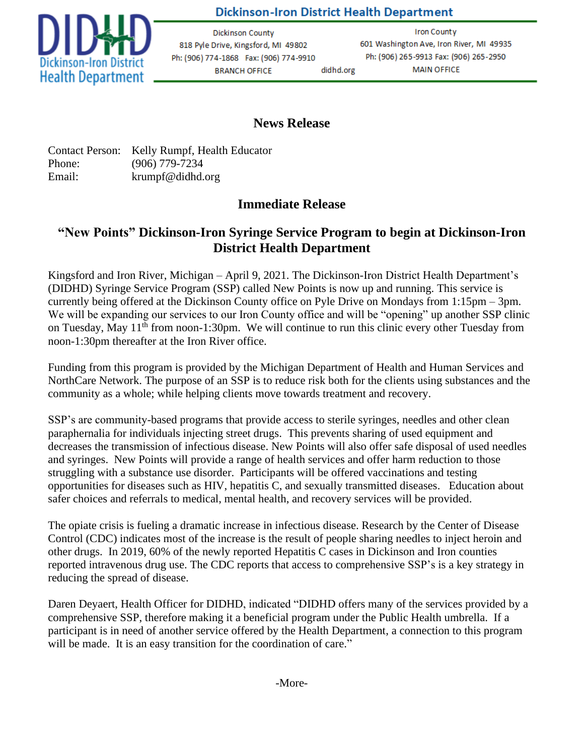# Dickinson-Iron District Health Department

Dickinson County
818 Pyle Drive, Kingsford, MI 49802
Ph: (906) 774-1868 Fax: (906) 774-9910
BRANCH OFFICE

didhd.org

Iron County
601 Washington Ave, Iron River, MI 49935
Ph: (906) 265-9913 Fax: (906) 265-2950
MAIN OFFICE

## News Release

Contact Person: Kelly Rumpf, Health Educator
Phone: (906) 779-7234
Email: krumpf@didhd.org

## Immediate Release

## "New Points" Dickinson-Iron Syringe Service Program to begin at Dickinson-Iron District Health Department

Kingsford and Iron River, Michigan – April 9, 2021. The Dickinson-Iron District Health Department's (DIDHD) Syringe Service Program (SSP) called New Points is now up and running. This service is currently being offered at the Dickinson County office on Pyle Drive on Mondays from 1:15pm – 3pm. We will be expanding our services to our Iron County office and will be "opening" up another SSP clinic on Tuesday, May 11th from noon-1:30pm. We will continue to run this clinic every other Tuesday from noon-1:30pm thereafter at the Iron River office.

Funding from this program is provided by the Michigan Department of Health and Human Services and NorthCare Network. The purpose of an SSP is to reduce risk both for the clients using substances and the community as a whole; while helping clients move towards treatment and recovery.

SSP's are community-based programs that provide access to sterile syringes, needles and other clean paraphernalia for individuals injecting street drugs. This prevents sharing of used equipment and decreases the transmission of infectious disease. New Points will also offer safe disposal of used needles and syringes. New Points will provide a range of health services and offer harm reduction to those struggling with a substance use disorder. Participants will be offered vaccinations and testing opportunities for diseases such as HIV, hepatitis C, and sexually transmitted diseases. Education about safer choices and referrals to medical, mental health, and recovery services will be provided.

The opiate crisis is fueling a dramatic increase in infectious disease. Research by the Center of Disease Control (CDC) indicates most of the increase is the result of people sharing needles to inject heroin and other drugs. In 2019, 60% of the newly reported Hepatitis C cases in Dickinson and Iron counties reported intravenous drug use. The CDC reports that access to comprehensive SSP's is a key strategy in reducing the spread of disease.

Daren Deyaert, Health Officer for DIDHD, indicated "DIDHD offers many of the services provided by a comprehensive SSP, therefore making it a beneficial program under the Public Health umbrella. If a participant is in need of another service offered by the Health Department, a connection to this program will be made. It is an easy transition for the coordination of care."

-More-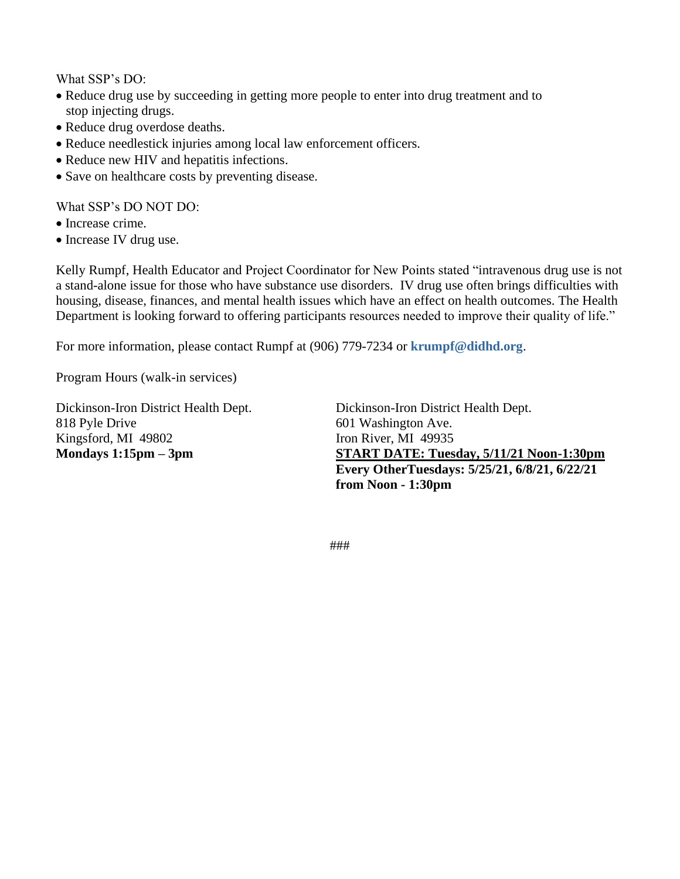What SSP's DO:

- Reduce drug use by succeeding in getting more people to enter into drug treatment and to stop injecting drugs.
- Reduce drug overdose deaths.
- Reduce needlestick injuries among local law enforcement officers.
- Reduce new HIV and hepatitis infections.
- Save on healthcare costs by preventing disease.

What SSP's DO NOT DO:

- Increase crime.
- Increase IV drug use.

Kelly Rumpf, Health Educator and Project Coordinator for New Points stated "intravenous drug use is not a stand-alone issue for those who have substance use disorders. IV drug use often brings difficulties with housing, disease, finances, and mental health issues which have an effect on health outcomes. The Health Department is looking forward to offering participants resources needed to improve their quality of life."

For more information, please contact Rumpf at (906) 779-7234 or **krumpf@didhd.org**.

Program Hours (walk-in services)

Dickinson-Iron District Health Dept.
818 Pyle Drive
Kingsford, MI 49802
**Mondays 1:15pm – 3pm**

Dickinson-Iron District Health Dept.
601 Washington Ave.
Iron River, MI 49935
**START DATE: Tuesday, 5/11/21 Noon-1:30pm**
**Every OtherTuesdays: 5/25/21, 6/8/21, 6/22/21 from Noon - 1:30pm**

###